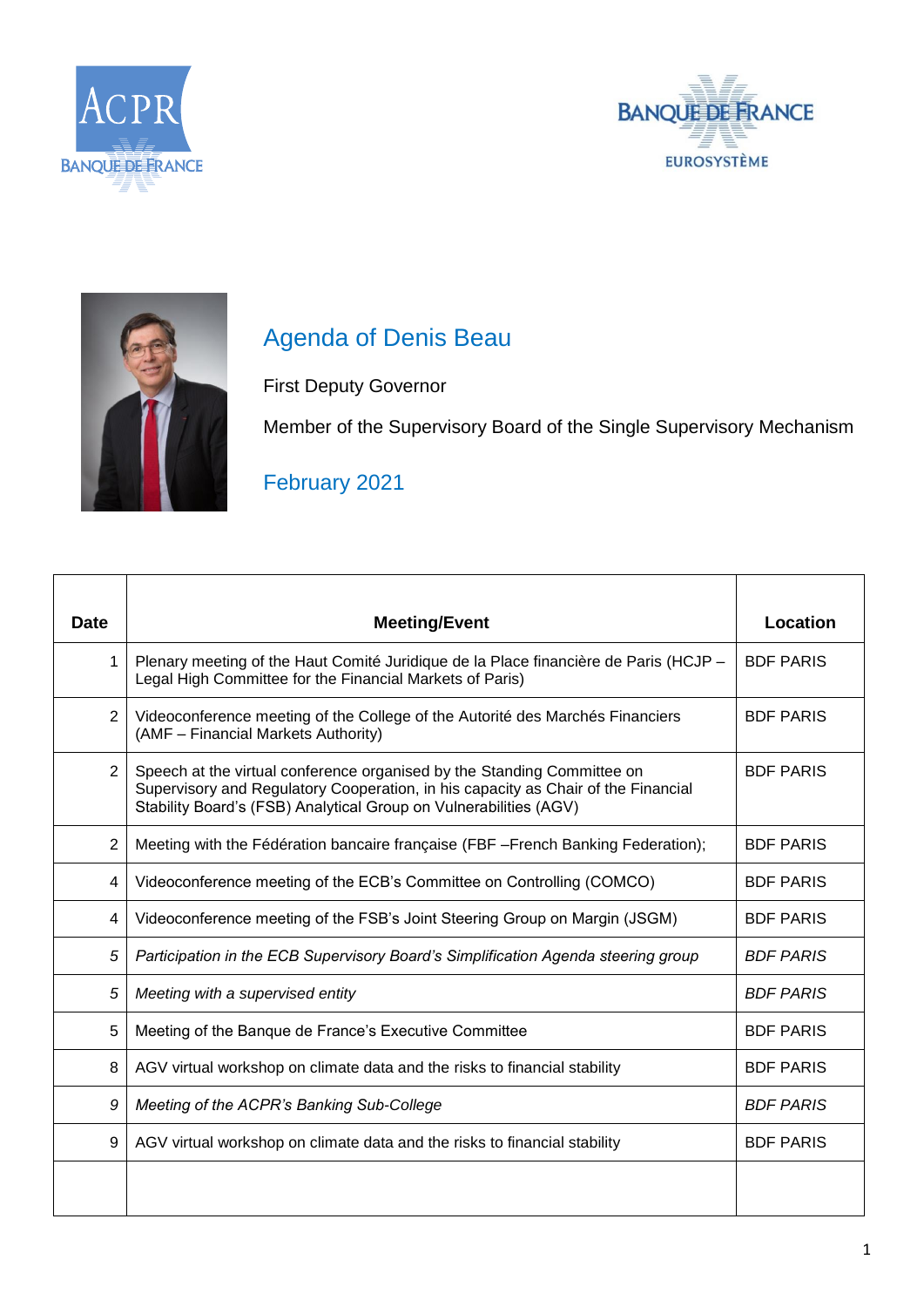# Agenda of Denis Beau

First Deputy Governor

Member of the Supervisory Board of the Single Supervisory Mechanism

## February 2021

| Date | Meeting/Event | Location |
|---|---|---|
| 1 | Plenary meeting of the Haut Comité Juridique de la Place financière de Paris (HCJP – Legal High Committee for the Financial Markets of Paris) | BDF PARIS |
| 2 | Videoconference meeting of the College of the Autorité des Marchés Financiers (AMF – Financial Markets Authority) | BDF PARIS |
| 2 | Speech at the virtual conference organised by the Standing Committee on Supervisory and Regulatory Cooperation, in his capacity as Chair of the Financial Stability Board's (FSB) Analytical Group on Vulnerabilities (AGV) | BDF PARIS |
| 2 | Meeting with the Fédération bancaire française (FBF –French Banking Federation); | BDF PARIS |
| 4 | Videoconference meeting of the ECB's Committee on Controlling (COMCO) | BDF PARIS |
| 4 | Videoconference meeting of the FSB's Joint Steering Group on Margin (JSGM) | BDF PARIS |
| *5* | *Participation in the ECB Supervisory Board's Simplification Agenda steering group* | *BDF PARIS* |
| *5* | *Meeting with a supervised entity* | *BDF PARIS* |
| 5 | Meeting of the Banque de France's Executive Committee | BDF PARIS |
| 8 | AGV virtual workshop on climate data and the risks to financial stability | BDF PARIS |
| *9* | *Meeting of the ACPR's Banking Sub-College* | *BDF PARIS* |
| 9 | AGV virtual workshop on climate data and the risks to financial stability | BDF PARIS |
| | | |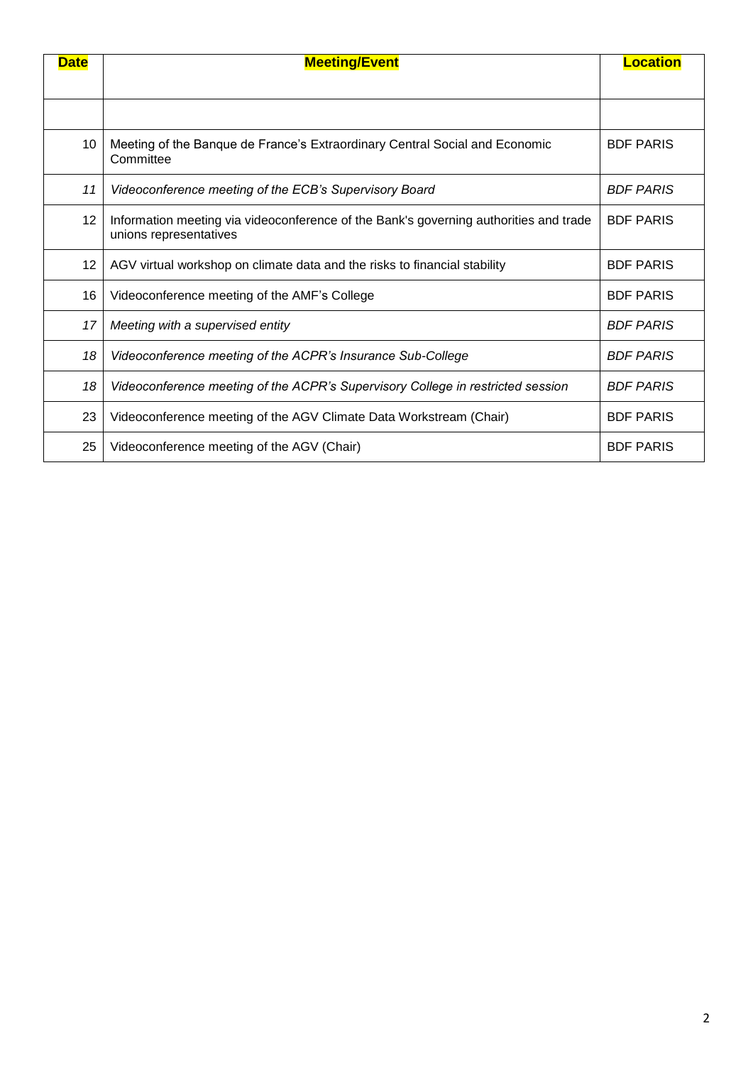| Date | Meeting/Event | Location |
|---|---|---|
| | | |
| 10 | Meeting of the Banque de France's Extraordinary Central Social and Economic Committee | BDF PARIS |
| *11* | *Videoconference meeting of the ECB's Supervisory Board* | *BDF PARIS* |
| 12 | Information meeting via videoconference of the Bank's governing authorities and trade unions representatives | BDF PARIS |
| 12 | AGV virtual workshop on climate data and the risks to financial stability | BDF PARIS |
| 16 | Videoconference meeting of the AMF's College | BDF PARIS |
| *17* | *Meeting with a supervised entity* | *BDF PARIS* |
| *18* | *Videoconference meeting of the ACPR's Insurance Sub-College* | *BDF PARIS* |
| *18* | *Videoconference meeting of the ACPR's Supervisory College in restricted session* | *BDF PARIS* |
| 23 | Videoconference meeting of the AGV Climate Data Workstream (Chair) | BDF PARIS |
| 25 | Videoconference meeting of the AGV (Chair) | BDF PARIS |